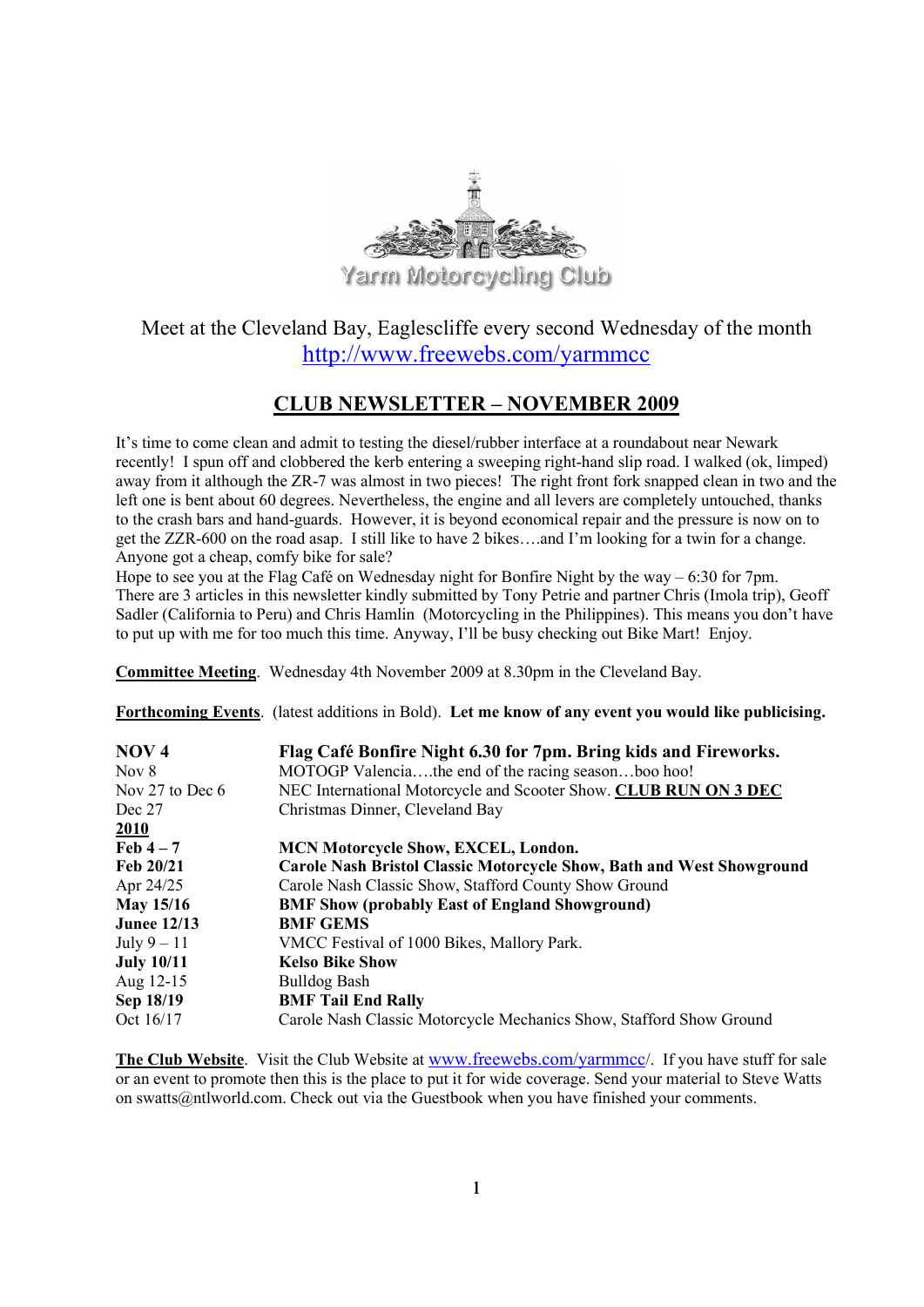Yarm Motorcycling Club

Meet at the Cleveland Bay, Eaglescliffe every second Wednesday of the month
http://www.freewebs.com/yarmmcc

# CLUB NEWSLETTER – NOVEMBER 2009

It's time to come clean and admit to testing the diesel/rubber interface at a roundabout near Newark recently! I spun off and clobbered the kerb entering a sweeping right-hand slip road. I walked (ok, limped) away from it although the ZR-7 was almost in two pieces! The right front fork snapped clean in two and the left one is bent about 60 degrees. Nevertheless, the engine and all levers are completely untouched, thanks to the crash bars and hand-guards. However, it is beyond economical repair and the pressure is now on to get the ZZR-600 on the road asap. I still like to have 2 bikes….and I'm looking for a twin for a change. Anyone got a cheap, comfy bike for sale?
Hope to see you at the Flag Café on Wednesday night for Bonfire Night by the way – 6:30 for 7pm. There are 3 articles in this newsletter kindly submitted by Tony Petrie and partner Chris (Imola trip), Geoff Sadler (California to Peru) and Chris Hamlin (Motorcycling in the Philippines). This means you don't have to put up with me for too much this time. Anyway, I'll be busy checking out Bike Mart! Enjoy.

**Committee Meeting**. Wednesday 4th November 2009 at 8.30pm in the Cleveland Bay.

**Forthcoming Events**. (latest additions in Bold). **Let me know of any event you would like publicising.**

| | |
|---|---|
| **NOV 4** | **Flag Café Bonfire Night 6.30 for 7pm. Bring kids and Fireworks.** |
| Nov 8 | MOTOGP Valencia….the end of the racing season…boo hoo! |
| Nov 27 to Dec 6 | NEC International Motorcycle and Scooter Show. **CLUB RUN ON 3 DEC** |
| Dec 27 | Christmas Dinner, Cleveland Bay |
| **2010** | |
| **Feb 4 – 7** | **MCN Motorcycle Show, EXCEL, London.** |
| **Feb 20/21** | **Carole Nash Bristol Classic Motorcycle Show, Bath and West Showground** |
| Apr 24/25 | Carole Nash Classic Show, Stafford County Show Ground |
| **May 15/16** | **BMF Show (probably East of England Showground)** |
| **Junee 12/13** | **BMF GEMS** |
| July 9 – 11 | VMCC Festival of 1000 Bikes, Mallory Park. |
| **July 10/11** | **Kelso Bike Show** |
| Aug 12-15 | Bulldog Bash |
| **Sep 18/19** | **BMF Tail End Rally** |
| Oct 16/17 | Carole Nash Classic Motorcycle Mechanics Show, Stafford Show Ground |

**The Club Website**. Visit the Club Website at www.freewebs.com/yarmmcc/. If you have stuff for sale or an event to promote then this is the place to put it for wide coverage. Send your material to Steve Watts on swatts@ntlworld.com. Check out via the Guestbook when you have finished your comments.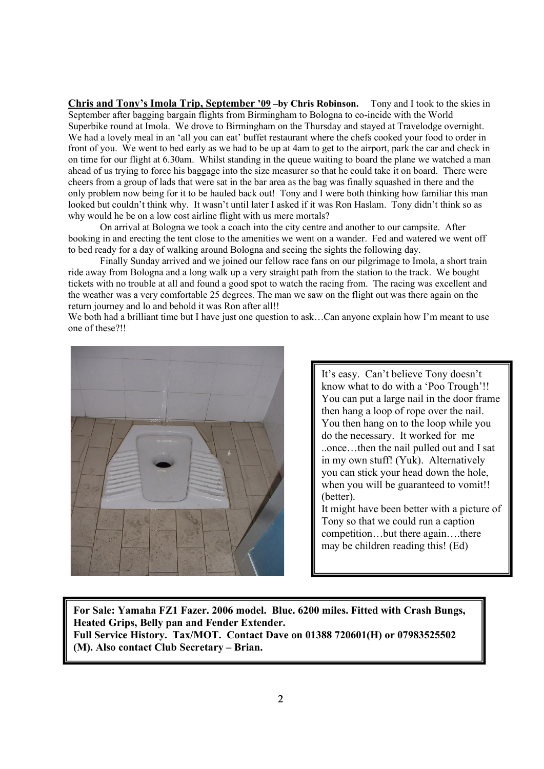**Chris and Tony's Imola Trip, September '09 –by Chris Robinson.** Tony and I took to the skies in September after bagging bargain flights from Birmingham to Bologna to co-incide with the World Superbike round at Imola. We drove to Birmingham on the Thursday and stayed at Travelodge overnight. We had a lovely meal in an 'all you can eat' buffet restaurant where the chefs cooked your food to order in front of you. We went to bed early as we had to be up at 4am to get to the airport, park the car and check in on time for our flight at 6.30am. Whilst standing in the queue waiting to board the plane we watched a man ahead of us trying to force his baggage into the size measurer so that he could take it on board. There were cheers from a group of lads that were sat in the bar area as the bag was finally squashed in there and the only problem now being for it to be hauled back out! Tony and I were both thinking how familiar this man looked but couldn't think why. It wasn't until later I asked if it was Ron Haslam. Tony didn't think so as why would he be on a low cost airline flight with us mere mortals?

On arrival at Bologna we took a coach into the city centre and another to our campsite. After booking in and erecting the tent close to the amenities we went on a wander. Fed and watered we went off to bed ready for a day of walking around Bologna and seeing the sights the following day.

Finally Sunday arrived and we joined our fellow race fans on our pilgrimage to Imola, a short train ride away from Bologna and a long walk up a very straight path from the station to the track. We bought tickets with no trouble at all and found a good spot to watch the racing from. The racing was excellent and the weather was a very comfortable 25 degrees. The man we saw on the flight out was there again on the return journey and lo and behold it was Ron after all!!

We both had a brilliant time but I have just one question to ask…Can anyone explain how I'm meant to use one of these?!!

It's easy. Can't believe Tony doesn't know what to do with a 'Poo Trough'!! You can put a large nail in the door frame then hang a loop of rope over the nail. You then hang on to the loop while you do the necessary. It worked for me ..once…then the nail pulled out and I sat in my own stuff! (Yuk). Alternatively you can stick your head down the hole, when you will be guaranteed to vomit!! (better).

It might have been better with a picture of Tony so that we could run a caption competition…but there again….there may be children reading this! (Ed)

**For Sale: Yamaha FZ1 Fazer. 2006 model. Blue. 6200 miles. Fitted with Crash Bungs, Heated Grips, Belly pan and Fender Extender.**
**Full Service History. Tax/MOT. Contact Dave on 01388 720601(H) or 07983525502 (M). Also contact Club Secretary – Brian.**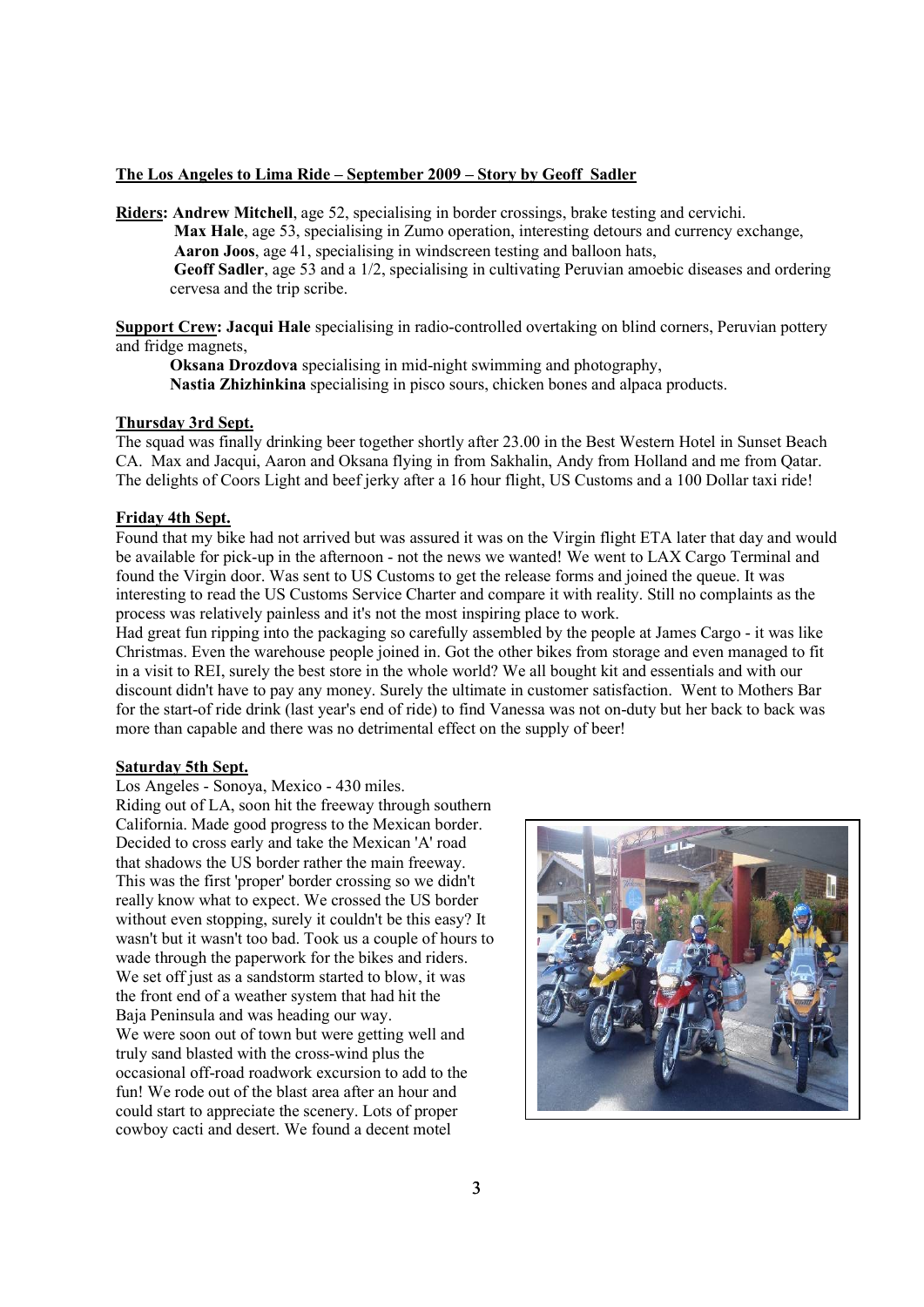**The Los Angeles to Lima Ride – September 2009 – Story by Geoff Sadler**

**Riders: Andrew Mitchell**, age 52, specialising in border crossings, brake testing and cervichi.
**Max Hale**, age 53, specialising in Zumo operation, interesting detours and currency exchange,
**Aaron Joos**, age 41, specialising in windscreen testing and balloon hats,
**Geoff Sadler**, age 53 and a 1/2, specialising in cultivating Peruvian amoebic diseases and ordering cervesa and the trip scribe.

**Support Crew: Jacqui Hale** specialising in radio-controlled overtaking on blind corners, Peruvian pottery and fridge magnets,
**Oksana Drozdova** specialising in mid-night swimming and photography,
**Nastia Zhizhinkina** specialising in pisco sours, chicken bones and alpaca products.

**Thursday 3rd Sept.**

The squad was finally drinking beer together shortly after 23.00 in the Best Western Hotel in Sunset Beach CA. Max and Jacqui, Aaron and Oksana flying in from Sakhalin, Andy from Holland and me from Qatar. The delights of Coors Light and beef jerky after a 16 hour flight, US Customs and a 100 Dollar taxi ride!

**Friday 4th Sept.**

Found that my bike had not arrived but was assured it was on the Virgin flight ETA later that day and would be available for pick-up in the afternoon - not the news we wanted! We went to LAX Cargo Terminal and found the Virgin door. Was sent to US Customs to get the release forms and joined the queue. It was interesting to read the US Customs Service Charter and compare it with reality. Still no complaints as the process was relatively painless and it's not the most inspiring place to work.

Had great fun ripping into the packaging so carefully assembled by the people at James Cargo - it was like Christmas. Even the warehouse people joined in. Got the other bikes from storage and even managed to fit in a visit to REI, surely the best store in the whole world? We all bought kit and essentials and with our discount didn't have to pay any money. Surely the ultimate in customer satisfaction. Went to Mothers Bar for the start-of ride drink (last year's end of ride) to find Vanessa was not on-duty but her back to back was more than capable and there was no detrimental effect on the supply of beer!

**Saturday 5th Sept.**

Los Angeles - Sonoya, Mexico - 430 miles.

Riding out of LA, soon hit the freeway through southern California. Made good progress to the Mexican border. Decided to cross early and take the Mexican 'A' road that shadows the US border rather the main freeway. This was the first 'proper' border crossing so we didn't really know what to expect. We crossed the US border without even stopping, surely it couldn't be this easy? It wasn't but it wasn't too bad. Took us a couple of hours to wade through the paperwork for the bikes and riders. We set off just as a sandstorm started to blow, it was the front end of a weather system that had hit the Baja Peninsula and was heading our way.

We were soon out of town but were getting well and truly sand blasted with the cross-wind plus the occasional off-road roadwork excursion to add to the fun! We rode out of the blast area after an hour and could start to appreciate the scenery. Lots of proper cowboy cacti and desert. We found a decent motel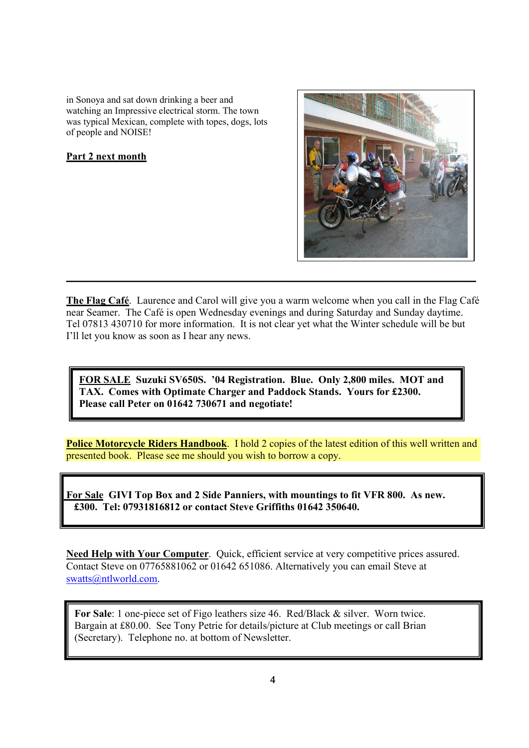in Sonoya and sat down drinking a beer and watching an Impressive electrical storm. The town was typical Mexican, complete with topes, dogs, lots of people and NOISE!

**Part 2 next month**

---

**The Flag Café**. Laurence and Carol will give you a warm welcome when you call in the Flag Café near Seamer. The Café is open Wednesday evenings and during Saturday and Sunday daytime. Tel 07813 430710 for more information. It is not clear yet what the Winter schedule will be but I'll let you know as soon as I hear any news.

**FOR SALE Suzuki SV650S. '04 Registration. Blue. Only 2,800 miles. MOT and TAX. Comes with Optimate Charger and Paddock Stands. Yours for £2300. Please call Peter on 01642 730671 and negotiate!**

**Police Motorcycle Riders Handbook**. I hold 2 copies of the latest edition of this well written and presented book. Please see me should you wish to borrow a copy.

**For Sale GIVI Top Box and 2 Side Panniers, with mountings to fit VFR 800. As new. £300. Tel: 07931816812 or contact Steve Griffiths 01642 350640.**

**Need Help with Your Computer**. Quick, efficient service at very competitive prices assured. Contact Steve on 07765881062 or 01642 651086. Alternatively you can email Steve at swatts@ntlworld.com.

**For Sale**: 1 one-piece set of Figo leathers size 46. Red/Black & silver. Worn twice. Bargain at £80.00. See Tony Petrie for details/picture at Club meetings or call Brian (Secretary). Telephone no. at bottom of Newsletter.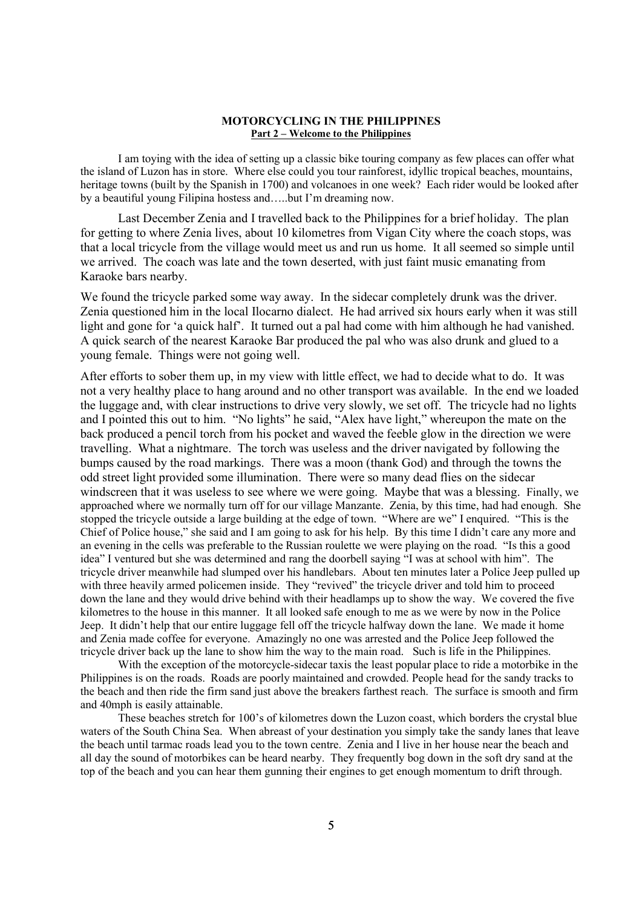**MOTORCYCLING IN THE PHILIPPINES**

**Part 2 – Welcome to the Philippines**

I am toying with the idea of setting up a classic bike touring company as few places can offer what the island of Luzon has in store. Where else could you tour rainforest, idyllic tropical beaches, mountains, heritage towns (built by the Spanish in 1700) and volcanoes in one week? Each rider would be looked after by a beautiful young Filipina hostess and…..but I'm dreaming now.

Last December Zenia and I travelled back to the Philippines for a brief holiday. The plan for getting to where Zenia lives, about 10 kilometres from Vigan City where the coach stops, was that a local tricycle from the village would meet us and run us home. It all seemed so simple until we arrived. The coach was late and the town deserted, with just faint music emanating from Karaoke bars nearby.

We found the tricycle parked some way away. In the sidecar completely drunk was the driver. Zenia questioned him in the local Ilocarno dialect. He had arrived six hours early when it was still light and gone for 'a quick half'. It turned out a pal had come with him although he had vanished. A quick search of the nearest Karaoke Bar produced the pal who was also drunk and glued to a young female. Things were not going well.

After efforts to sober them up, in my view with little effect, we had to decide what to do. It was not a very healthy place to hang around and no other transport was available. In the end we loaded the luggage and, with clear instructions to drive very slowly, we set off. The tricycle had no lights and I pointed this out to him. "No lights" he said, "Alex have light," whereupon the mate on the back produced a pencil torch from his pocket and waved the feeble glow in the direction we were travelling. What a nightmare. The torch was useless and the driver navigated by following the bumps caused by the road markings. There was a moon (thank God) and through the towns the odd street light provided some illumination. There were so many dead flies on the sidecar windscreen that it was useless to see where we were going. Maybe that was a blessing. Finally, we approached where we normally turn off for our village Manzante. Zenia, by this time, had had enough. She stopped the tricycle outside a large building at the edge of town. "Where are we" I enquired. "This is the Chief of Police house," she said and I am going to ask for his help. By this time I didn't care any more and an evening in the cells was preferable to the Russian roulette we were playing on the road. "Is this a good idea" I ventured but she was determined and rang the doorbell saying "I was at school with him". The tricycle driver meanwhile had slumped over his handlebars. About ten minutes later a Police Jeep pulled up with three heavily armed policemen inside. They "revived" the tricycle driver and told him to proceed down the lane and they would drive behind with their headlamps up to show the way. We covered the five kilometres to the house in this manner. It all looked safe enough to me as we were by now in the Police Jeep. It didn't help that our entire luggage fell off the tricycle halfway down the lane. We made it home and Zenia made coffee for everyone. Amazingly no one was arrested and the Police Jeep followed the tricycle driver back up the lane to show him the way to the main road. Such is life in the Philippines.

With the exception of the motorcycle-sidecar taxis the least popular place to ride a motorbike in the Philippines is on the roads. Roads are poorly maintained and crowded. People head for the sandy tracks to the beach and then ride the firm sand just above the breakers farthest reach. The surface is smooth and firm and 40mph is easily attainable.

These beaches stretch for 100's of kilometres down the Luzon coast, which borders the crystal blue waters of the South China Sea. When abreast of your destination you simply take the sandy lanes that leave the beach until tarmac roads lead you to the town centre. Zenia and I live in her house near the beach and all day the sound of motorbikes can be heard nearby. They frequently bog down in the soft dry sand at the top of the beach and you can hear them gunning their engines to get enough momentum to drift through.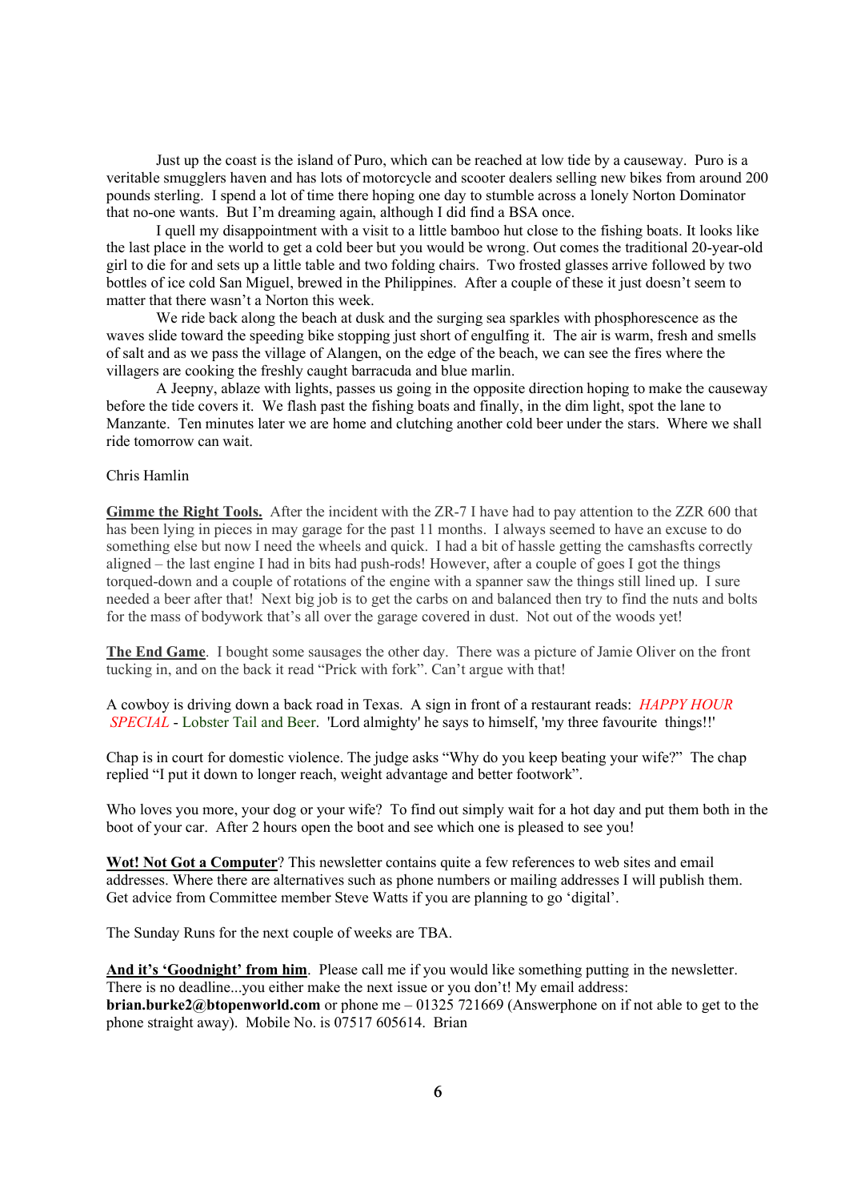Just up the coast is the island of Puro, which can be reached at low tide by a causeway. Puro is a veritable smugglers haven and has lots of motorcycle and scooter dealers selling new bikes from around 200 pounds sterling. I spend a lot of time there hoping one day to stumble across a lonely Norton Dominator that no-one wants. But I'm dreaming again, although I did find a BSA once.

I quell my disappointment with a visit to a little bamboo hut close to the fishing boats. It looks like the last place in the world to get a cold beer but you would be wrong. Out comes the traditional 20-year-old girl to die for and sets up a little table and two folding chairs. Two frosted glasses arrive followed by two bottles of ice cold San Miguel, brewed in the Philippines. After a couple of these it just doesn't seem to matter that there wasn't a Norton this week.

We ride back along the beach at dusk and the surging sea sparkles with phosphorescence as the waves slide toward the speeding bike stopping just short of engulfing it. The air is warm, fresh and smells of salt and as we pass the village of Alangen, on the edge of the beach, we can see the fires where the villagers are cooking the freshly caught barracuda and blue marlin.

A Jeepny, ablaze with lights, passes us going in the opposite direction hoping to make the causeway before the tide covers it. We flash past the fishing boats and finally, in the dim light, spot the lane to Manzante. Ten minutes later we are home and clutching another cold beer under the stars. Where we shall ride tomorrow can wait.

Chris Hamlin

**Gimme the Right Tools.** After the incident with the ZR-7 I have had to pay attention to the ZZR 600 that has been lying in pieces in may garage for the past 11 months. I always seemed to have an excuse to do something else but now I need the wheels and quick. I had a bit of hassle getting the camshasfts correctly aligned – the last engine I had in bits had push-rods! However, after a couple of goes I got the things torqued-down and a couple of rotations of the engine with a spanner saw the things still lined up. I sure needed a beer after that! Next big job is to get the carbs on and balanced then try to find the nuts and bolts for the mass of bodywork that's all over the garage covered in dust. Not out of the woods yet!

**The End Game**. I bought some sausages the other day. There was a picture of Jamie Oliver on the front tucking in, and on the back it read "Prick with fork". Can't argue with that!

A cowboy is driving down a back road in Texas. A sign in front of a restaurant reads: *HAPPY HOUR SPECIAL* - Lobster Tail and Beer. 'Lord almighty' he says to himself, 'my three favourite things!!'

Chap is in court for domestic violence. The judge asks "Why do you keep beating your wife?" The chap replied "I put it down to longer reach, weight advantage and better footwork".

Who loves you more, your dog or your wife? To find out simply wait for a hot day and put them both in the boot of your car. After 2 hours open the boot and see which one is pleased to see you!

**Wot! Not Got a Computer**? This newsletter contains quite a few references to web sites and email addresses. Where there are alternatives such as phone numbers or mailing addresses I will publish them. Get advice from Committee member Steve Watts if you are planning to go 'digital'.

The Sunday Runs for the next couple of weeks are TBA.

**And it's 'Goodnight' from him**. Please call me if you would like something putting in the newsletter. There is no deadline...you either make the next issue or you don't! My email address: **brian.burke2@btopenworld.com** or phone me – 01325 721669 (Answerphone on if not able to get to the phone straight away). Mobile No. is 07517 605614. Brian